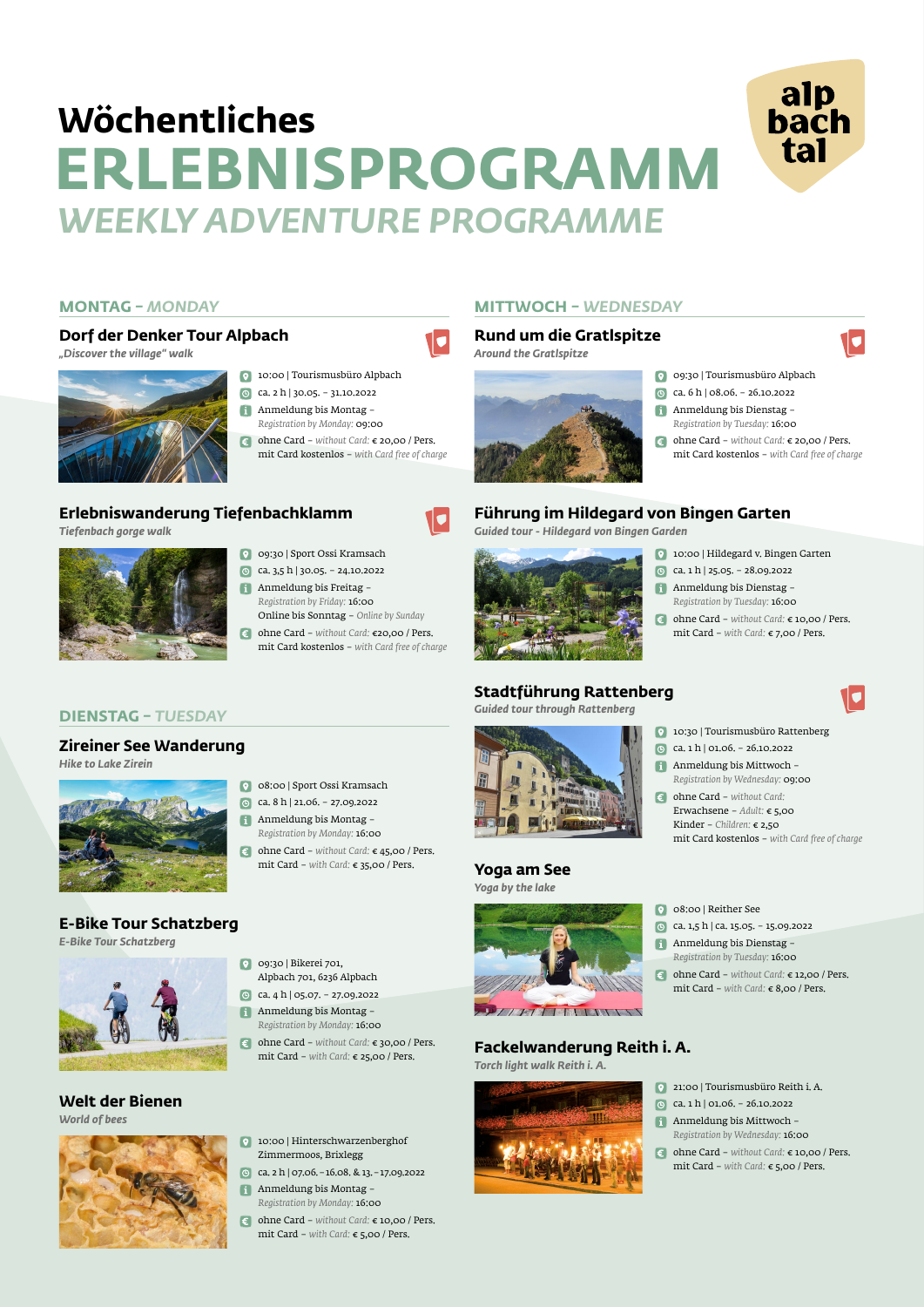# Wöchentliches
# ERLEBNISPROGRAMM
## *WEEKLY ADVENTURE PROGRAMME*

alp bach tal

## MONTAG – *MONDAY*

### Dorf der Denker Tour Alpbach
*„Discover the village" walk*

- 10:00 | Tourismusbüro Alpbach
- ca. 2 h | 30.05. – 31.10.2022
- Anmeldung bis Montag – *Registration by Monday:* 09:00
- ohne Card – *without Card:* € 20,00 / Pers. mit Card kostenlos – *with Card free of charge*

### Erlebniswanderung Tiefenbachklamm
*Tiefenbach gorge walk*

- 09:30 | Sport Ossi Kramsach
- ca. 3,5 h | 30.05. – 24.10.2022
- Anmeldung bis Freitag – *Registration by Friday:* 16:00 Online bis Sonntag – *Online by Sunday*
- ohne Card – *without Card:* €20,00 / Pers. mit Card kostenlos – *with Card free of charge*

## DIENSTAG – *TUESDAY*

### Zireiner See Wanderung
*Hike to Lake Zirein*

- 08:00 | Sport Ossi Kramsach
- ca. 8 h | 21.06. – 27.09.2022
- Anmeldung bis Montag – *Registration by Monday:* 16:00
- ohne Card – *without Card:* € 45,00 / Pers. mit Card – *with Card:* € 35,00 / Pers.

### E-Bike Tour Schatzberg
*E-Bike Tour Schatzberg*

- 09:30 | Bikerei 701, Alpbach 701, 6236 Alpbach
- ca. 4 h | 05.07. – 27.09.2022
- Anmeldung bis Montag – *Registration by Monday:* 16:00
- ohne Card – *without Card:* € 30,00 / Pers. mit Card – *with Card:* € 25,00 / Pers.

### Welt der Bienen
*World of bees*

- 10:00 | Hinterschwarzenberghof Zimmermoos, Brixlegg
- ca. 2 h | 07.06. – 16.08. & 13. – 17.09.2022
- Anmeldung bis Montag – *Registration by Monday:* 16:00
- ohne Card – *without Card:* € 10,00 / Pers. mit Card – *with Card:* € 5,00 / Pers.

## MITTWOCH – *WEDNESDAY*

### Rund um die Gratlspitze
*Around the Gratlspitze*

- 09:30 | Tourismusbüro Alpbach
- ca. 6 h | 08.06. – 26.10.2022
- Anmeldung bis Dienstag – *Registration by Tuesday:* 16:00
- ohne Card – *without Card:* € 20,00 / Pers. mit Card kostenlos – *with Card free of charge*

### Führung im Hildegard von Bingen Garten
*Guided tour - Hildegard von Bingen Garden*

- 10:00 | Hildegard v. Bingen Garten
- ca. 1 h | 25.05. – 28.09.2022
- Anmeldung bis Dienstag – *Registration by Tuesday:* 16:00
- ohne Card – *without Card:* € 10,00 / Pers. mit Card – *with Card:* € 7,00 / Pers.

### Stadtführung Rattenberg
*Guided tour through Rattenberg*

- 10:30 | Tourismusbüro Rattenberg
- ca. 1 h | 01.06. – 26.10.2022
- Anmeldung bis Mittwoch – *Registration by Wednesday:* 09:00
- ohne Card – *without Card:* Erwachsene – *Adult:* € 5,00 Kinder – *Children:* € 2,50 mit Card kostenlos – *with Card free of charge*

### Yoga am See
*Yoga by the lake*

- 08:00 | Reither See
- ca. 1,5 h | ca. 15.05. – 15.09.2022
- Anmeldung bis Dienstag – *Registration by Tuesday:* 16:00
- ohne Card – *without Card:* € 12,00 / Pers. mit Card – *with Card:* € 8,00 / Pers.

### Fackelwanderung Reith i. A.
*Torch light walk Reith i. A.*

- 21:00 | Tourismusbüro Reith i. A.
- ca. 1 h | 01.06. – 26.10.2022
- Anmeldung bis Mittwoch – *Registration by Wednesday:* 16:00
- ohne Card – *without Card:* € 10,00 / Pers. mit Card – *with Card:* € 5,00 / Pers.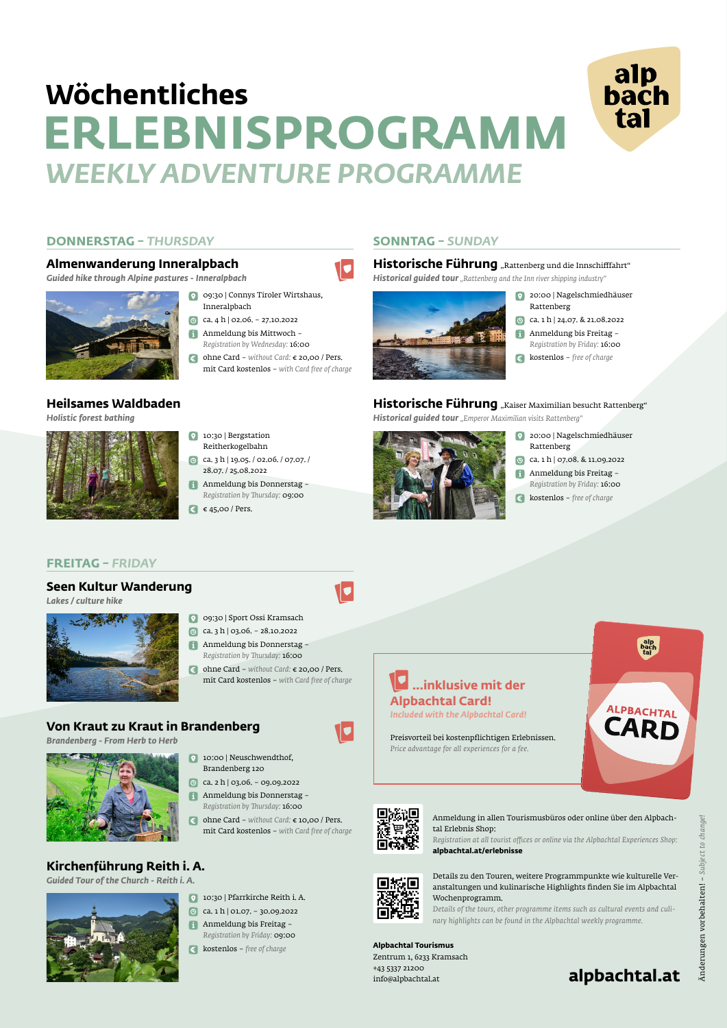# Wöchentliches ERLEBNISPROGRAMM

## *WEEKLY ADVENTURE PROGRAMME*

alp bach tal

## DONNERSTAG – *THURSDAY*

### Almenwanderung Inneralpbach

*Guided hike through Alpine pastures - Inneralpbach*

- 09:30 | Connys Tiroler Wirtshaus, Inneralpbach
- ca. 4 h | 02.06. – 27.10.2022
- Anmeldung bis Mittwoch – *Registration by Wednesday:* 16:00
- ohne Card – *without Card:* € 20,00 / Pers. mit Card kostenlos – *with Card free of charge*

### Heilsames Waldbaden

*Holistic forest bathing*

- 10:30 | Bergstation Reitherkogelbahn
- ca. 3 h | 19.05. / 02.06. / 07.07. / 28.07. / 25.08.2022
- Anmeldung bis Donnerstag – *Registration by Thursday:* 09:00
- € 45,00 / Pers.

## FREITAG – *FRIDAY*

### Seen Kultur Wanderung

*Lakes / culture hike*

- 09:30 | Sport Ossi Kramsach
- ca. 3 h | 03.06. – 28.10.2022
- Anmeldung bis Donnerstag – *Registration by Thursday:* 16:00
- ohne Card – *without Card:* € 20,00 / Pers. mit Card kostenlos – *with Card free of charge*

### Von Kraut zu Kraut in Brandenberg

*Brandenberg - From Herb to Herb*

- 10:00 | Neuschwendthof, Brandenberg 120
- ca. 2 h | 03.06. – 09.09.2022
- Anmeldung bis Donnerstag – *Registration by Thursday:* 16:00
- ohne Card – *without Card:* € 10,00 / Pers. mit Card kostenlos – *with Card free of charge*

### Kirchenführung Reith i. A.

*Guided Tour of the Church - Reith i. A.*

- 10:30 | Pfarrkirche Reith i. A.
- ca. 1 h | 01.07. – 30.09.2022
- Anmeldung bis Freitag – *Registration by Friday:* 09:00
- kostenlos – *free of charge*

## SONNTAG – *SUNDAY*

### Historische Führung „Rattenberg und die Innschifffahrt"

*Historical guided tour „Rattenberg and the Inn river shipping industry"*

- 20:00 | Nagelschmiedhäuser Rattenberg
- ca. 1 h | 24.07. & 21.08.2022
- Anmeldung bis Freitag – *Registration by Friday:* 16:00
- kostenlos – *free of charge*

### Historische Führung „Kaiser Maximilian besucht Rattenberg"

*Historical guided tour „Emperor Maximilian visits Rattenberg"*

- 20:00 | Nagelschmiedhäuser Rattenberg
- ca. 1 h | 07.08. & 11.09.2022
- Anmeldung bis Freitag – *Registration by Friday:* 16:00
- kostenlos – *free of charge*

---

**...inklusive mit der Alpbachtal Card!**

*Included with the Alpbachtal Card!*

Preisvorteil bei kostenpflichtigen Erlebnissen.
*Price advantage for all experiences for a fee.*

ALPBACHTAL CARD

Anmeldung in allen Tourismusbüros oder online über den Alpbachtal Erlebnis Shop:
*Registration at all tourist offices or online via the Alpbachtal Experiences Shop:*
**alpbachtal.at/erlebnisse**

Details zu den Touren, weitere Programmpunkte wie kulturelle Veranstaltungen und kulinarische Highlights finden Sie im Alpbachtal Wochenprogramm.
*Details of the tours, other programme items such as cultural events and culinary highlights can be found in the Alpbachtal weekly programme.*

**Alpbachtal Tourismus**
Zentrum 1, 6233 Kramsach
+43 5337 21200
info@alpbachtal.at

**alpbachtal.at**

Änderungen vorbehalten! – *Subject to change!*